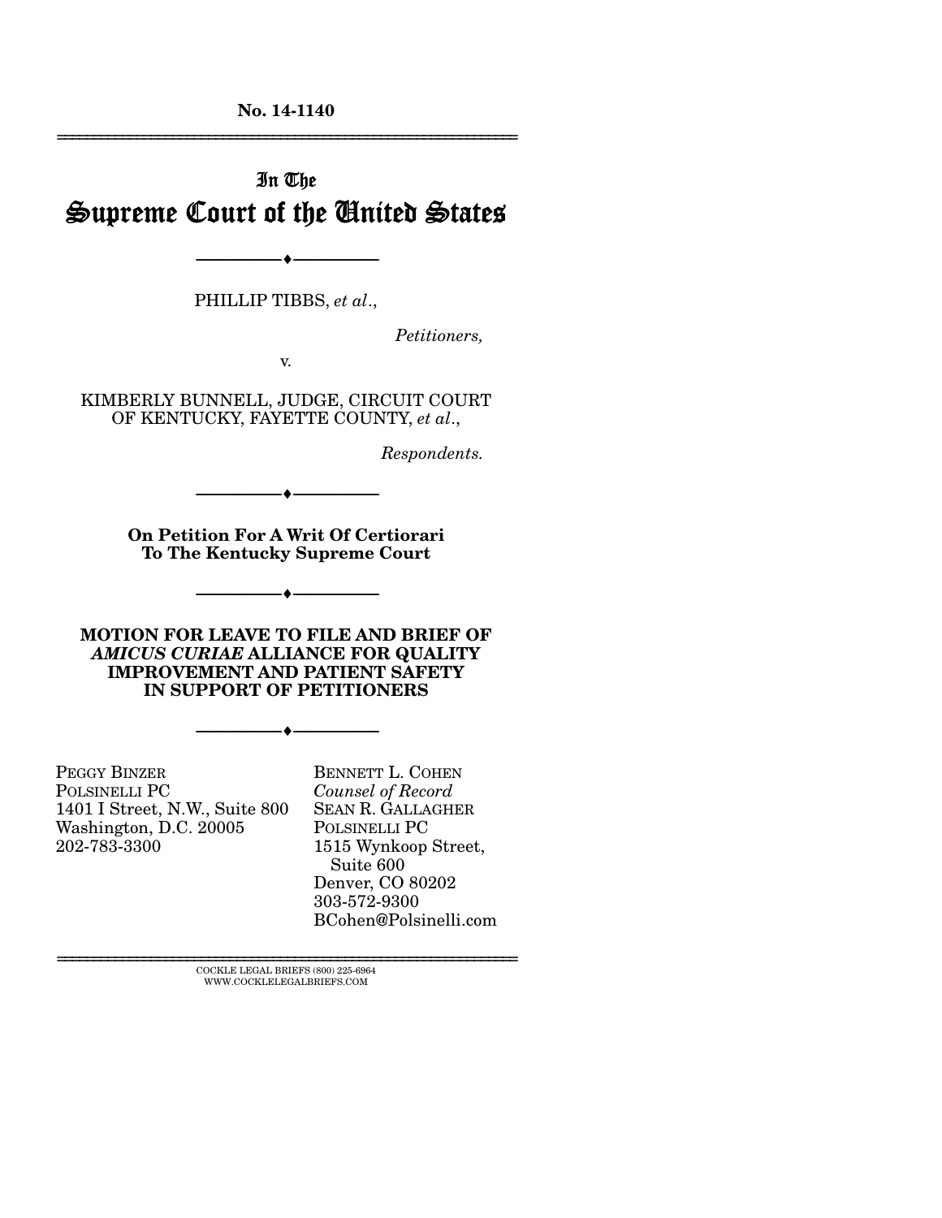No. 14-1140

---

# In The Supreme Court of the United States

---

PHILLIP TIBBS, *et al*.,

*Petitioners,*

v.

KIMBERLY BUNNELL, JUDGE, CIRCUIT COURT OF KENTUCKY, FAYETTE COUNTY, *et al*.,

*Respondents.*

---

**On Petition For A Writ Of Certiorari To The Kentucky Supreme Court**

---

**MOTION FOR LEAVE TO FILE AND BRIEF OF *AMICUS CURIAE* ALLIANCE FOR QUALITY IMPROVEMENT AND PATIENT SAFETY IN SUPPORT OF PETITIONERS**

---

BENNETT L. COHEN
*Counsel of Record*
SEAN R. GALLAGHER
POLSINELLI PC
1515 Wynkoop Street, Suite 600
Denver, CO 80202
303-572-9300
BCohen@Polsinelli.com

PEGGY BINZER
POLSINELLI PC
1401 I Street, N.W., Suite 800
Washington, D.C. 20005
202-783-3300

---

COCKLE LEGAL BRIEFS (800) 225-6964
WWW.COCKLELEGALBRIEFS.COM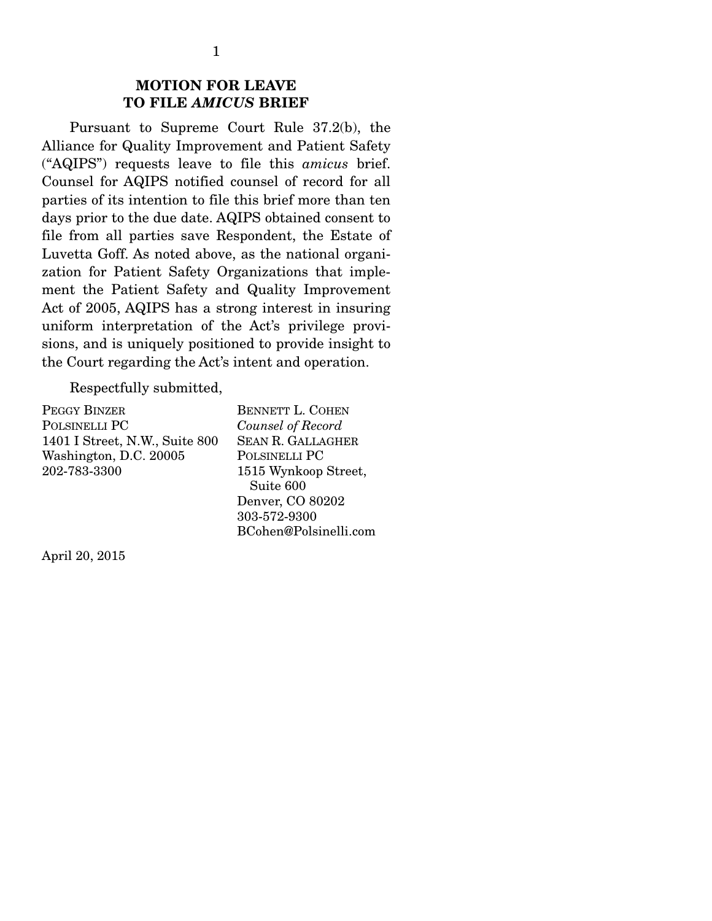## MOTION FOR LEAVE TO FILE *AMICUS* BRIEF

Pursuant to Supreme Court Rule 37.2(b), the Alliance for Quality Improvement and Patient Safety ("AQIPS") requests leave to file this *amicus* brief. Counsel for AQIPS notified counsel of record for all parties of its intention to file this brief more than ten days prior to the due date. AQIPS obtained consent to file from all parties save Respondent, the Estate of Luvetta Goff. As noted above, as the national organization for Patient Safety Organizations that implement the Patient Safety and Quality Improvement Act of 2005, AQIPS has a strong interest in insuring uniform interpretation of the Act's privilege provisions, and is uniquely positioned to provide insight to the Court regarding the Act's intent and operation.

Respectfully submitted,

PEGGY BINZER
POLSINELLI PC
1401 I Street, N.W., Suite 800
Washington, D.C. 20005
202-783-3300

BENNETT L. COHEN
*Counsel of Record*
SEAN R. GALLAGHER
POLSINELLI PC
1515 Wynkoop Street, Suite 600
Denver, CO 80202
303-572-9300
BCohen@Polsinelli.com

April 20, 2015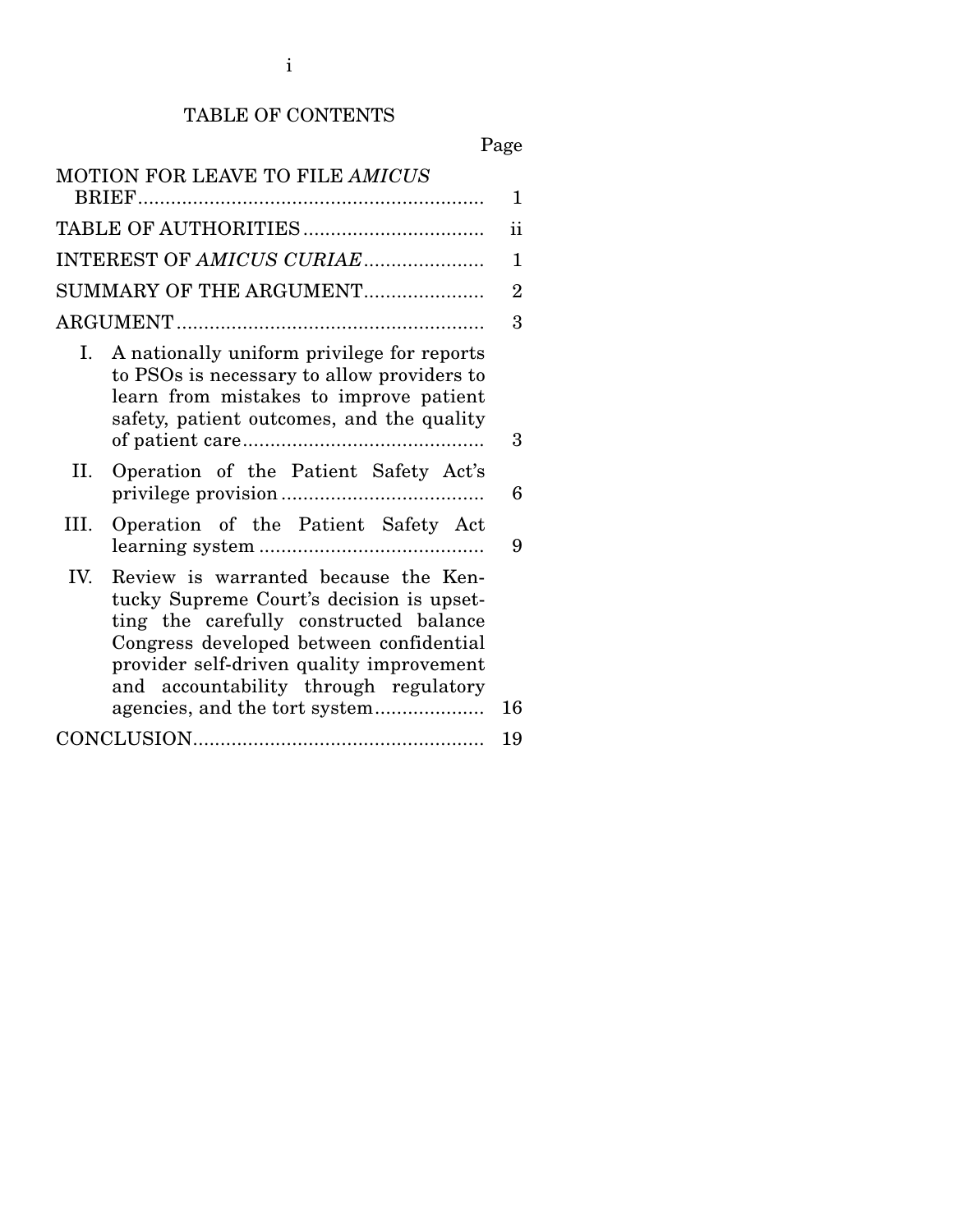# TABLE OF CONTENTS

| | Page |
|---|---|
| MOTION FOR LEAVE TO FILE *AMICUS* BRIEF | 1 |
| TABLE OF AUTHORITIES | ii |
| INTEREST OF *AMICUS CURIAE* | 1 |
| SUMMARY OF THE ARGUMENT | 2 |
| ARGUMENT | 3 |
| I. A nationally uniform privilege for reports to PSOs is necessary to allow providers to learn from mistakes to improve patient safety, patient outcomes, and the quality of patient care | 3 |
| II. Operation of the Patient Safety Act's privilege provision | 6 |
| III. Operation of the Patient Safety Act learning system | 9 |
| IV. Review is warranted because the Kentucky Supreme Court's decision is upsetting the carefully constructed balance Congress developed between confidential provider self-driven quality improvement and accountability through regulatory agencies, and the tort system | 16 |
| CONCLUSION | 19 |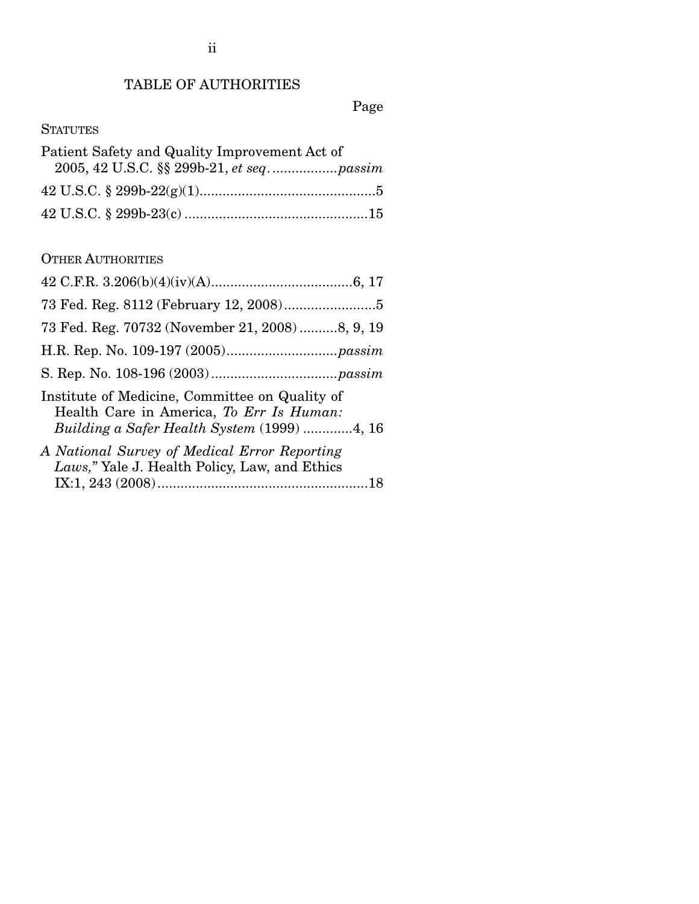# TABLE OF AUTHORITIES

Page

## STATUTES

Patient Safety and Quality Improvement Act of 2005, 42 U.S.C. §§ 299b-21, *et seq*. ................. *passim*

42 U.S.C. § 299b-22(g)(1).............................................5

42 U.S.C. § 299b-23(c) ...............................................15

## OTHER AUTHORITIES

42 C.F.R. 3.206(b)(4)(iv)(A)....................................6, 17

73 Fed. Reg. 8112 (February 12, 2008)........................5

73 Fed. Reg. 70732 (November 21, 2008) ..........8, 9, 19

H.R. Rep. No. 109-197 (2005)............................ *passim*

S. Rep. No. 108-196 (2003)................................ *passim*

Institute of Medicine, Committee on Quality of Health Care in America, *To Err Is Human: Building a Safer Health System* (1999) ............4, 16

*A National Survey of Medical Error Reporting Laws,*" Yale J. Health Policy, Law, and Ethics IX:1, 243 (2008).......................................................18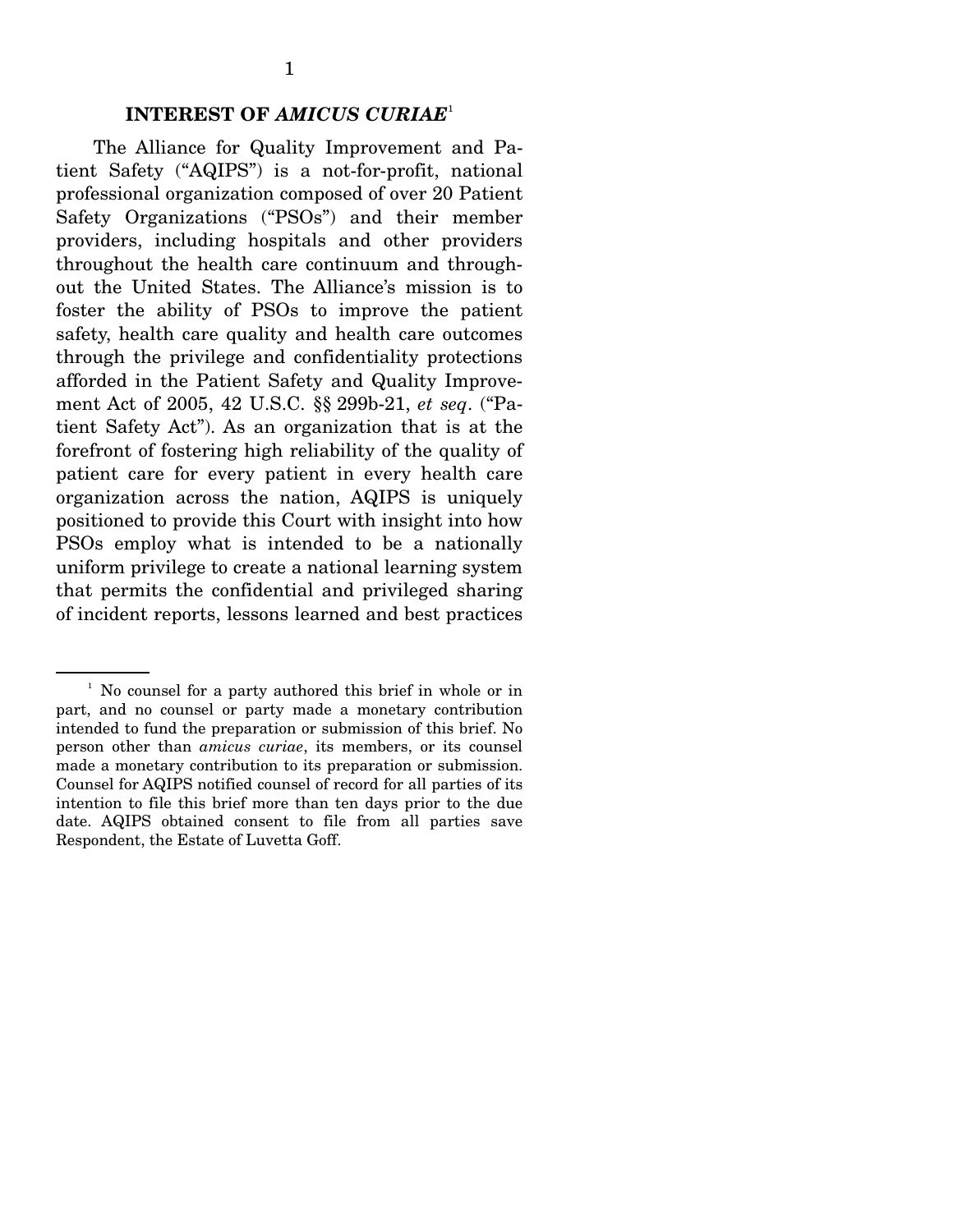## INTEREST OF *AMICUS CURIAE*[1]

The Alliance for Quality Improvement and Patient Safety ("AQIPS") is a not-for-profit, national professional organization composed of over 20 Patient Safety Organizations ("PSOs") and their member providers, including hospitals and other providers throughout the health care continuum and throughout the United States. The Alliance's mission is to foster the ability of PSOs to improve the patient safety, health care quality and health care outcomes through the privilege and confidentiality protections afforded in the Patient Safety and Quality Improvement Act of 2005, 42 U.S.C. §§ 299b-21, *et seq*. ("Patient Safety Act"). As an organization that is at the forefront of fostering high reliability of the quality of patient care for every patient in every health care organization across the nation, AQIPS is uniquely positioned to provide this Court with insight into how PSOs employ what is intended to be a nationally uniform privilege to create a national learning system that permits the confidential and privileged sharing of incident reports, lessons learned and best practices

---

[1] No counsel for a party authored this brief in whole or in part, and no counsel or party made a monetary contribution intended to fund the preparation or submission of this brief. No person other than *amicus curiae*, its members, or its counsel made a monetary contribution to its preparation or submission. Counsel for AQIPS notified counsel of record for all parties of its intention to file this brief more than ten days prior to the due date. AQIPS obtained consent to file from all parties save Respondent, the Estate of Luvetta Goff.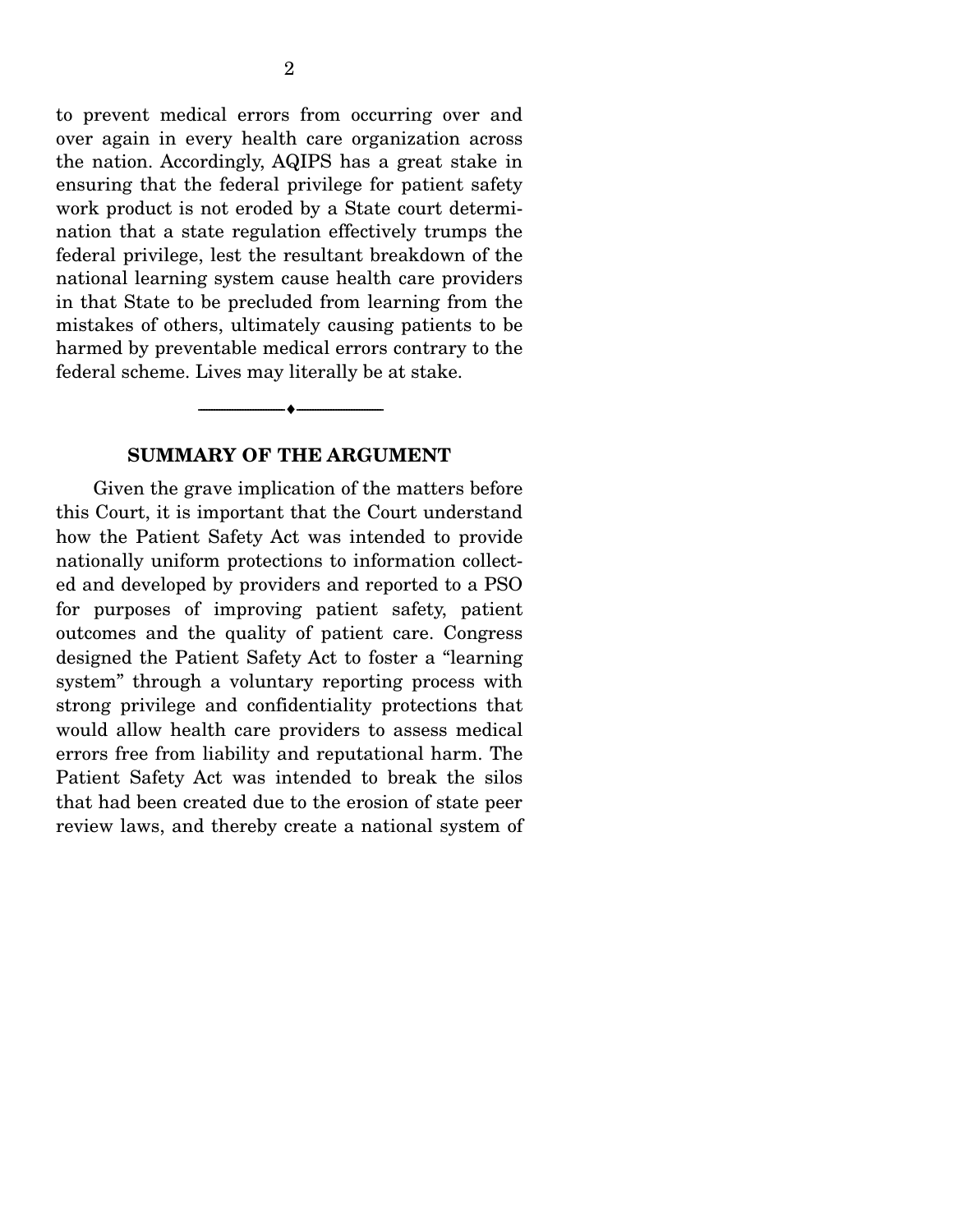to prevent medical errors from occurring over and over again in every health care organization across the nation. Accordingly, AQIPS has a great stake in ensuring that the federal privilege for patient safety work product is not eroded by a State court determination that a state regulation effectively trumps the federal privilege, lest the resultant breakdown of the national learning system cause health care providers in that State to be precluded from learning from the mistakes of others, ultimately causing patients to be harmed by preventable medical errors contrary to the federal scheme. Lives may literally be at stake.

---

## SUMMARY OF THE ARGUMENT

Given the grave implication of the matters before this Court, it is important that the Court understand how the Patient Safety Act was intended to provide nationally uniform protections to information collected and developed by providers and reported to a PSO for purposes of improving patient safety, patient outcomes and the quality of patient care. Congress designed the Patient Safety Act to foster a "learning system" through a voluntary reporting process with strong privilege and confidentiality protections that would allow health care providers to assess medical errors free from liability and reputational harm. The Patient Safety Act was intended to break the silos that had been created due to the erosion of state peer review laws, and thereby create a national system of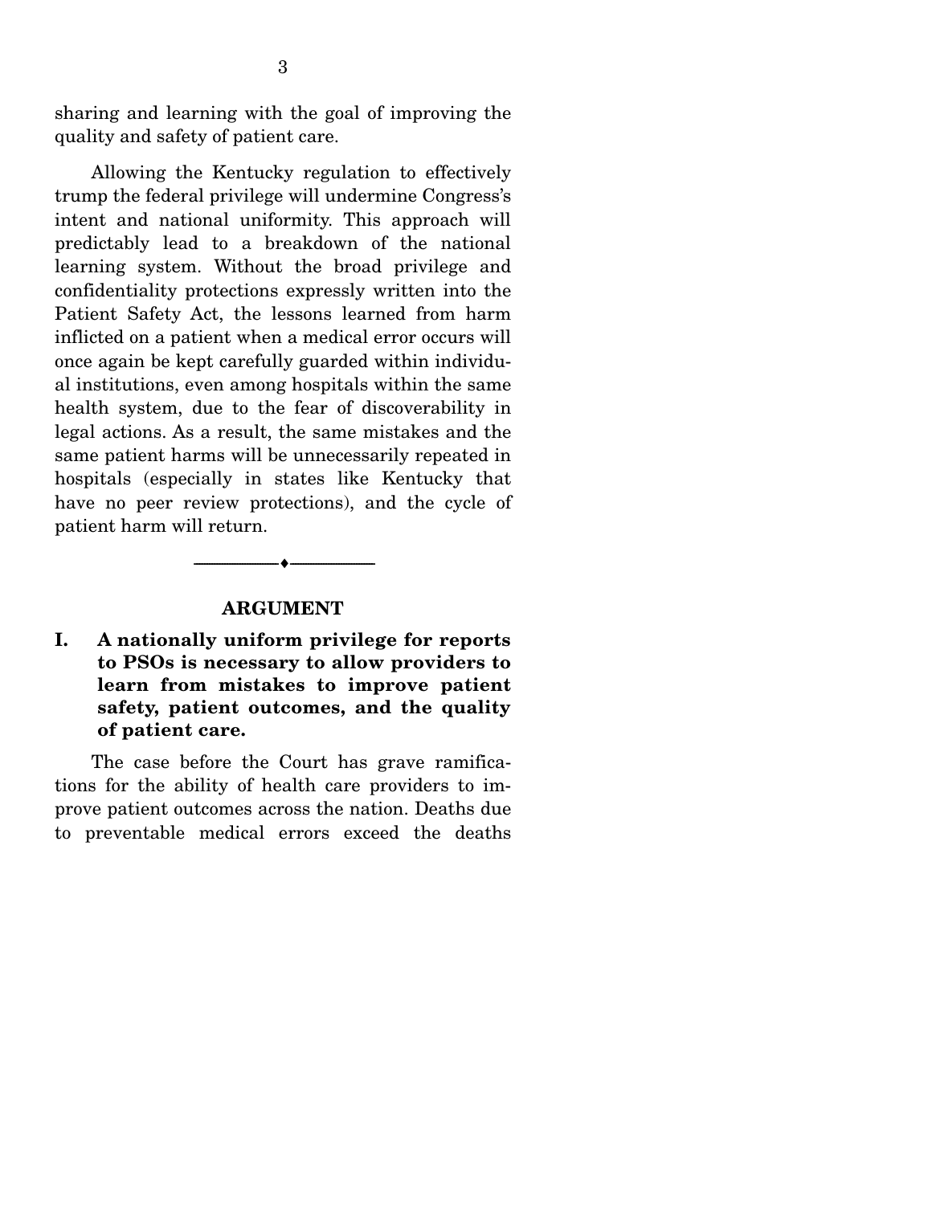sharing and learning with the goal of improving the quality and safety of patient care.

Allowing the Kentucky regulation to effectively trump the federal privilege will undermine Congress's intent and national uniformity. This approach will predictably lead to a breakdown of the national learning system. Without the broad privilege and confidentiality protections expressly written into the Patient Safety Act, the lessons learned from harm inflicted on a patient when a medical error occurs will once again be kept carefully guarded within individual institutions, even among hospitals within the same health system, due to the fear of discoverability in legal actions. As a result, the same mistakes and the same patient harms will be unnecessarily repeated in hospitals (especially in states like Kentucky that have no peer review protections), and the cycle of patient harm will return.

---

## ARGUMENT

### I. A nationally uniform privilege for reports to PSOs is necessary to allow providers to learn from mistakes to improve patient safety, patient outcomes, and the quality of patient care.

The case before the Court has grave ramifications for the ability of health care providers to improve patient outcomes across the nation. Deaths due to preventable medical errors exceed the deaths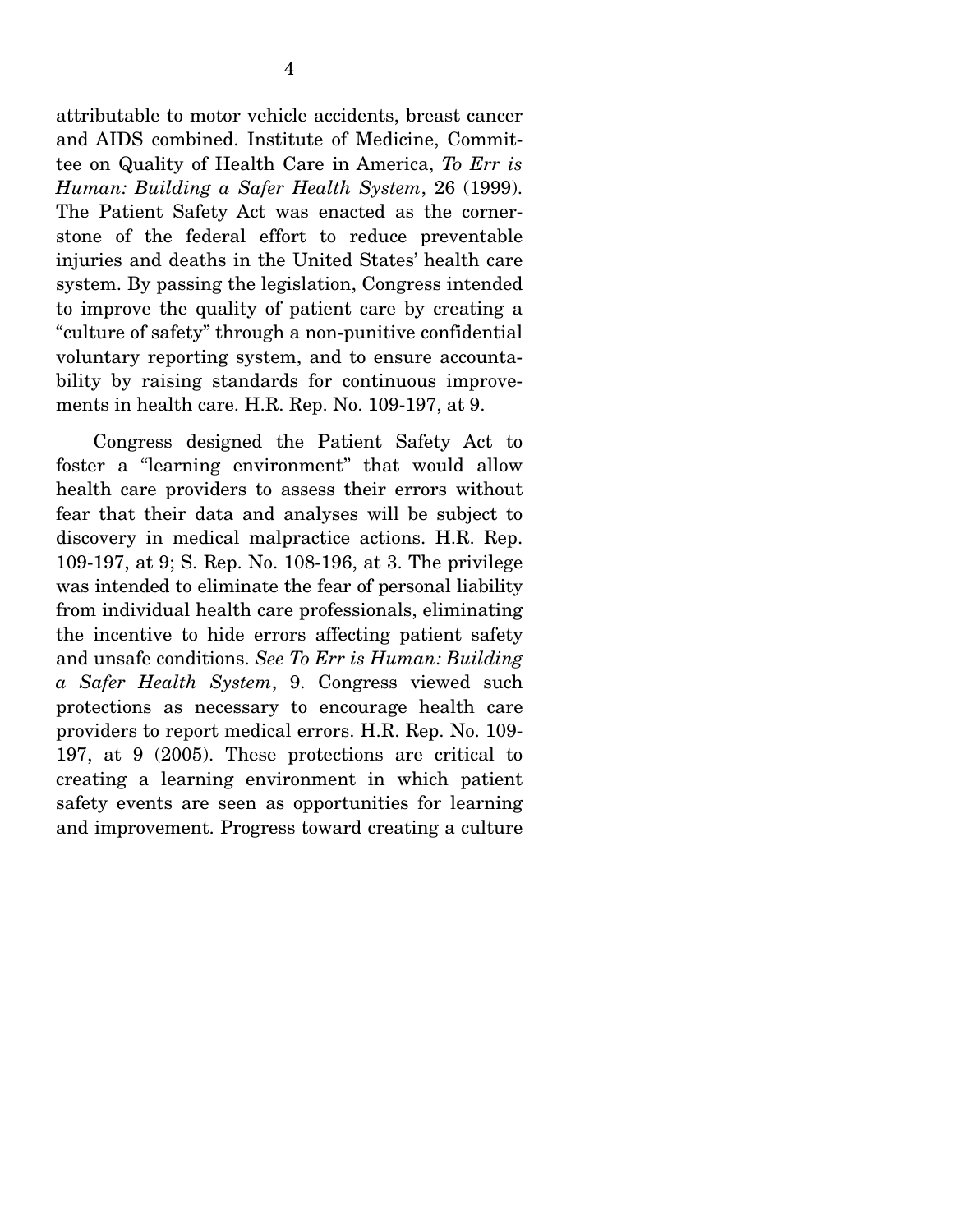attributable to motor vehicle accidents, breast cancer and AIDS combined. Institute of Medicine, Committee on Quality of Health Care in America, *To Err is Human: Building a Safer Health System*, 26 (1999). The Patient Safety Act was enacted as the cornerstone of the federal effort to reduce preventable injuries and deaths in the United States' health care system. By passing the legislation, Congress intended to improve the quality of patient care by creating a "culture of safety" through a non-punitive confidential voluntary reporting system, and to ensure accountability by raising standards for continuous improvements in health care. H.R. Rep. No. 109-197, at 9.

Congress designed the Patient Safety Act to foster a "learning environment" that would allow health care providers to assess their errors without fear that their data and analyses will be subject to discovery in medical malpractice actions. H.R. Rep. 109-197, at 9; S. Rep. No. 108-196, at 3. The privilege was intended to eliminate the fear of personal liability from individual health care professionals, eliminating the incentive to hide errors affecting patient safety and unsafe conditions. *See To Err is Human: Building a Safer Health System*, 9. Congress viewed such protections as necessary to encourage health care providers to report medical errors. H.R. Rep. No. 109-197, at 9 (2005). These protections are critical to creating a learning environment in which patient safety events are seen as opportunities for learning and improvement. Progress toward creating a culture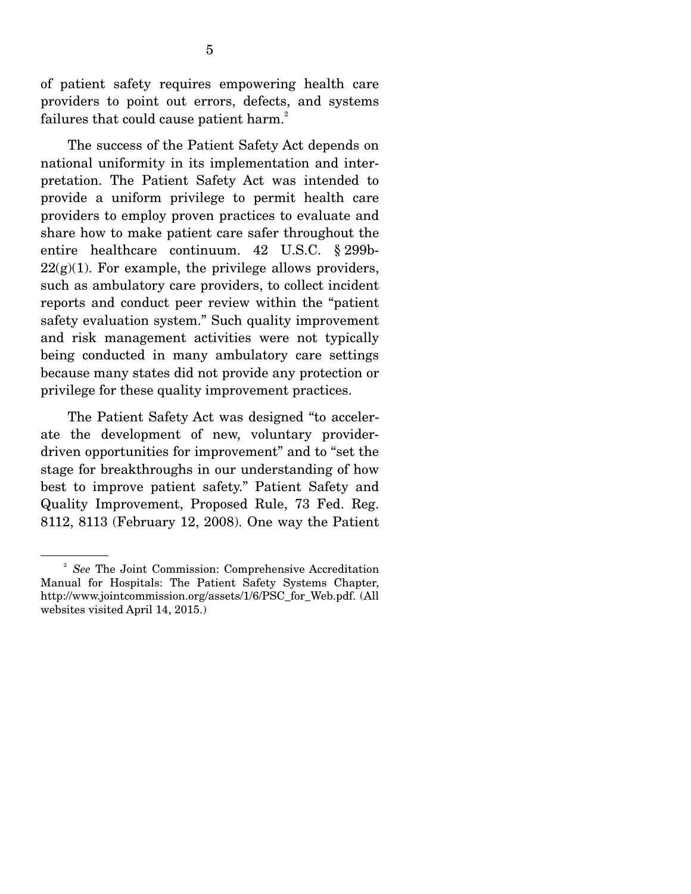of patient safety requires empowering health care providers to point out errors, defects, and systems failures that could cause patient harm.[2]

The success of the Patient Safety Act depends on national uniformity in its implementation and interpretation. The Patient Safety Act was intended to provide a uniform privilege to permit health care providers to employ proven practices to evaluate and share how to make patient care safer throughout the entire healthcare continuum. 42 U.S.C. § 299b-22(g)(1). For example, the privilege allows providers, such as ambulatory care providers, to collect incident reports and conduct peer review within the "patient safety evaluation system." Such quality improvement and risk management activities were not typically being conducted in many ambulatory care settings because many states did not provide any protection or privilege for these quality improvement practices.

The Patient Safety Act was designed "to accelerate the development of new, voluntary provider-driven opportunities for improvement" and to "set the stage for breakthroughs in our understanding of how best to improve patient safety." Patient Safety and Quality Improvement, Proposed Rule, 73 Fed. Reg. 8112, 8113 (February 12, 2008). One way the Patient

---

[2] *See* The Joint Commission: Comprehensive Accreditation Manual for Hospitals: The Patient Safety Systems Chapter, http://www.jointcommission.org/assets/1/6/PSC_for_Web.pdf. (All websites visited April 14, 2015.)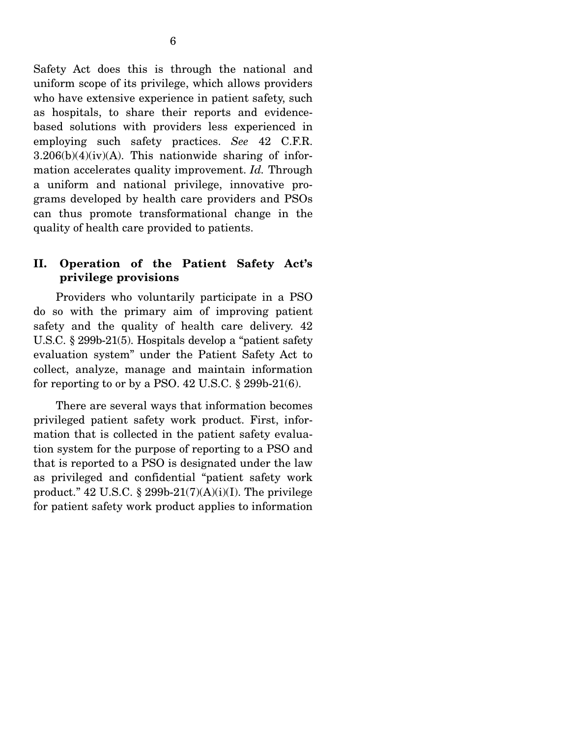Safety Act does this is through the national and uniform scope of its privilege, which allows providers who have extensive experience in patient safety, such as hospitals, to share their reports and evidence-based solutions with providers less experienced in employing such safety practices. *See* 42 C.F.R. 3.206(b)(4)(iv)(A). This nationwide sharing of information accelerates quality improvement. *Id.* Through a uniform and national privilege, innovative programs developed by health care providers and PSOs can thus promote transformational change in the quality of health care provided to patients.

## II. Operation of the Patient Safety Act's privilege provisions

Providers who voluntarily participate in a PSO do so with the primary aim of improving patient safety and the quality of health care delivery. 42 U.S.C. § 299b-21(5). Hospitals develop a "patient safety evaluation system" under the Patient Safety Act to collect, analyze, manage and maintain information for reporting to or by a PSO. 42 U.S.C. § 299b-21(6).

There are several ways that information becomes privileged patient safety work product. First, information that is collected in the patient safety evaluation system for the purpose of reporting to a PSO and that is reported to a PSO is designated under the law as privileged and confidential "patient safety work product." 42 U.S.C. § 299b-21(7)(A)(i)(I). The privilege for patient safety work product applies to information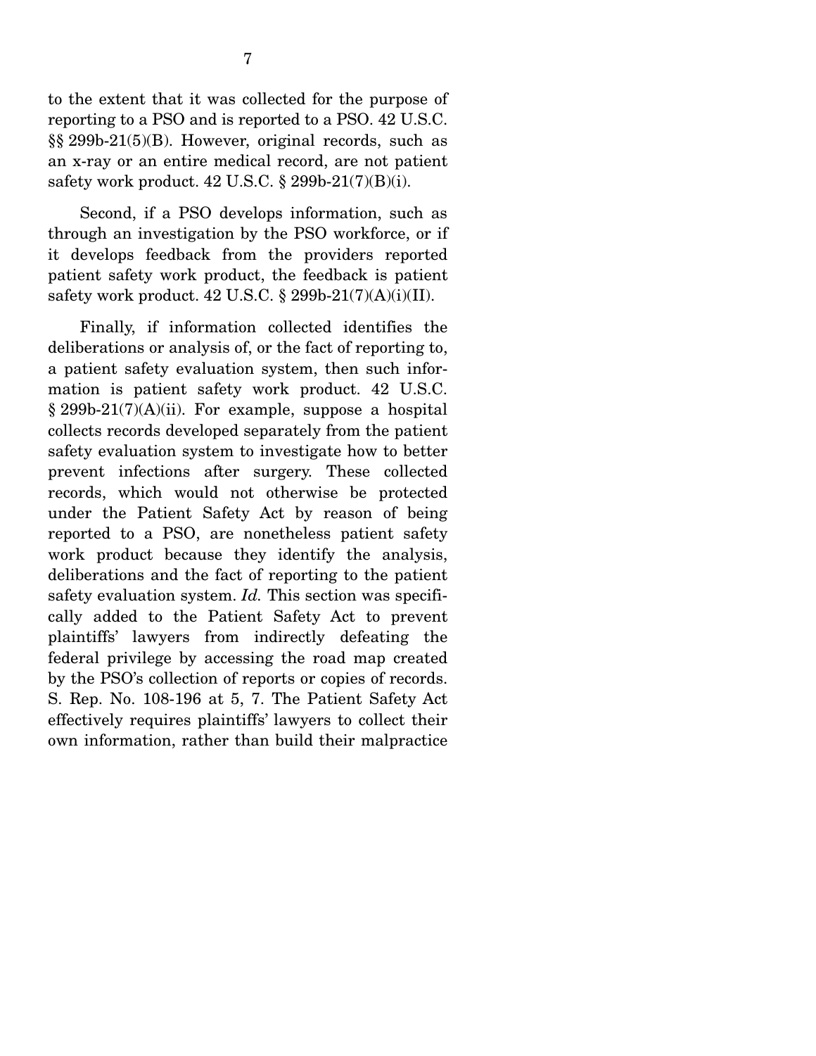to the extent that it was collected for the purpose of reporting to a PSO and is reported to a PSO. 42 U.S.C. §§ 299b-21(5)(B). However, original records, such as an x-ray or an entire medical record, are not patient safety work product. 42 U.S.C. § 299b-21(7)(B)(i).

Second, if a PSO develops information, such as through an investigation by the PSO workforce, or if it develops feedback from the providers reported patient safety work product, the feedback is patient safety work product. 42 U.S.C. § 299b-21(7)(A)(i)(II).

Finally, if information collected identifies the deliberations or analysis of, or the fact of reporting to, a patient safety evaluation system, then such information is patient safety work product. 42 U.S.C. § 299b-21(7)(A)(ii). For example, suppose a hospital collects records developed separately from the patient safety evaluation system to investigate how to better prevent infections after surgery. These collected records, which would not otherwise be protected under the Patient Safety Act by reason of being reported to a PSO, are nonetheless patient safety work product because they identify the analysis, deliberations and the fact of reporting to the patient safety evaluation system. *Id.* This section was specifically added to the Patient Safety Act to prevent plaintiffs' lawyers from indirectly defeating the federal privilege by accessing the road map created by the PSO's collection of reports or copies of records. S. Rep. No. 108-196 at 5, 7. The Patient Safety Act effectively requires plaintiffs' lawyers to collect their own information, rather than build their malpractice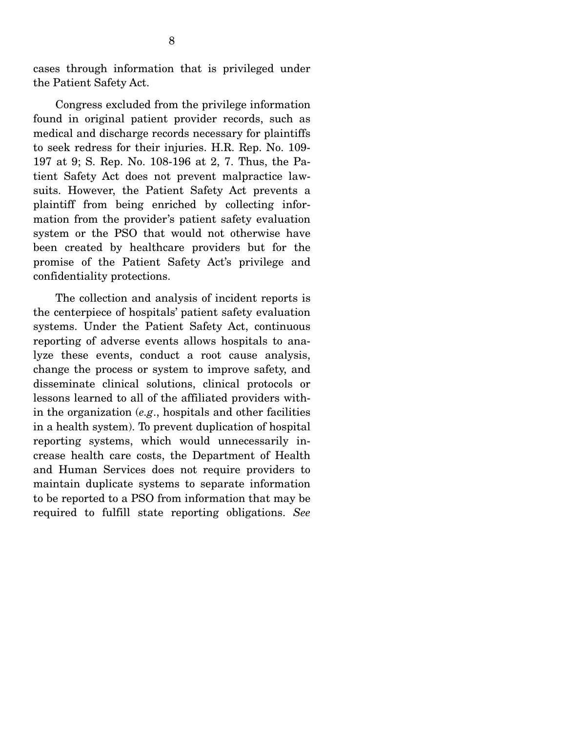cases through information that is privileged under the Patient Safety Act.

Congress excluded from the privilege information found in original patient provider records, such as medical and discharge records necessary for plaintiffs to seek redress for their injuries. H.R. Rep. No. 109-197 at 9; S. Rep. No. 108-196 at 2, 7. Thus, the Patient Safety Act does not prevent malpractice lawsuits. However, the Patient Safety Act prevents a plaintiff from being enriched by collecting information from the provider's patient safety evaluation system or the PSO that would not otherwise have been created by healthcare providers but for the promise of the Patient Safety Act's privilege and confidentiality protections.

The collection and analysis of incident reports is the centerpiece of hospitals' patient safety evaluation systems. Under the Patient Safety Act, continuous reporting of adverse events allows hospitals to analyze these events, conduct a root cause analysis, change the process or system to improve safety, and disseminate clinical solutions, clinical protocols or lessons learned to all of the affiliated providers within the organization (*e.g.*, hospitals and other facilities in a health system). To prevent duplication of hospital reporting systems, which would unnecessarily increase health care costs, the Department of Health and Human Services does not require providers to maintain duplicate systems to separate information to be reported to a PSO from information that may be required to fulfill state reporting obligations. *See*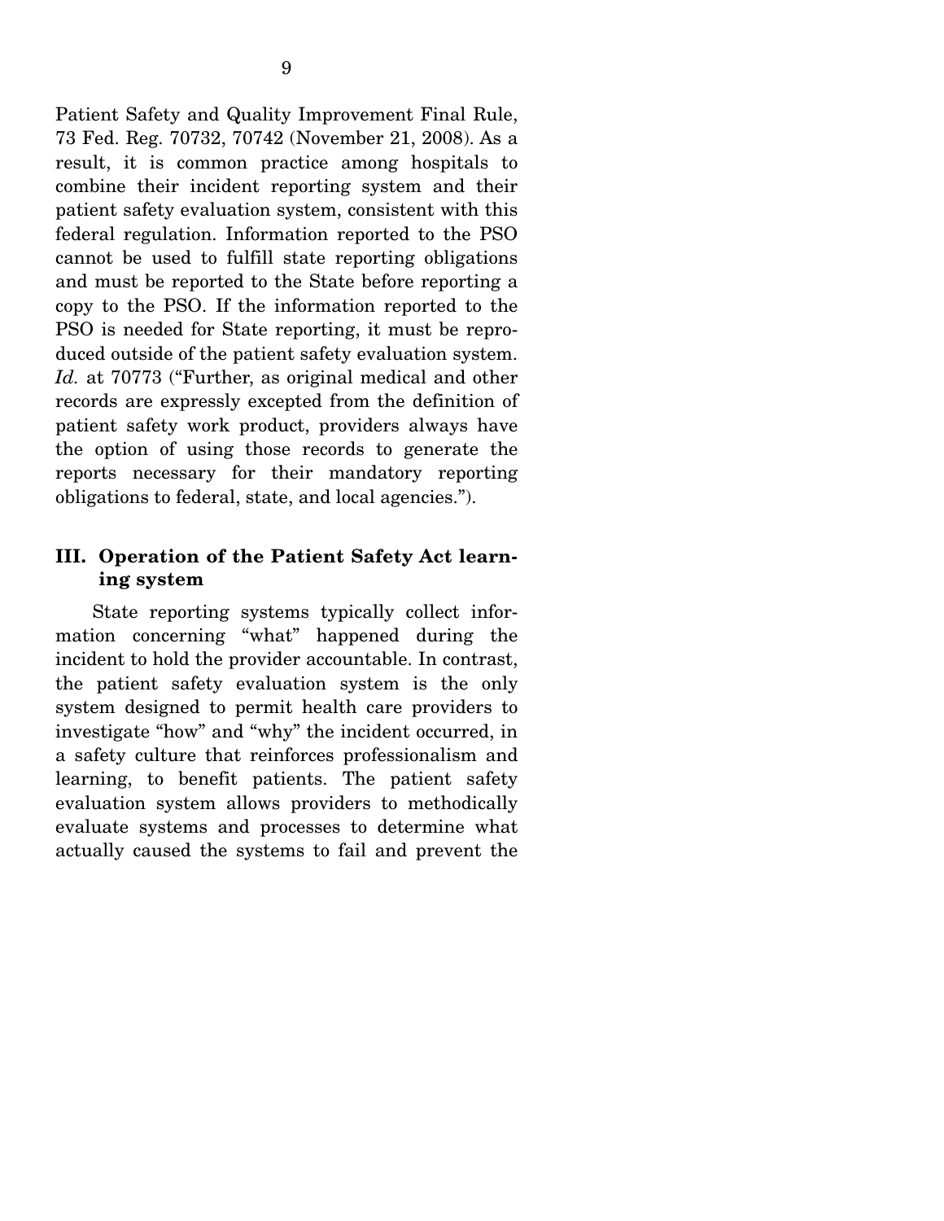Patient Safety and Quality Improvement Final Rule, 73 Fed. Reg. 70732, 70742 (November 21, 2008). As a result, it is common practice among hospitals to combine their incident reporting system and their patient safety evaluation system, consistent with this federal regulation. Information reported to the PSO cannot be used to fulfill state reporting obligations and must be reported to the State before reporting a copy to the PSO. If the information reported to the PSO is needed for State reporting, it must be reproduced outside of the patient safety evaluation system. *Id.* at 70773 ("Further, as original medical and other records are expressly excepted from the definition of patient safety work product, providers always have the option of using those records to generate the reports necessary for their mandatory reporting obligations to federal, state, and local agencies.").

### III. Operation of the Patient Safety Act learning system

State reporting systems typically collect information concerning "what" happened during the incident to hold the provider accountable. In contrast, the patient safety evaluation system is the only system designed to permit health care providers to investigate "how" and "why" the incident occurred, in a safety culture that reinforces professionalism and learning, to benefit patients. The patient safety evaluation system allows providers to methodically evaluate systems and processes to determine what actually caused the systems to fail and prevent the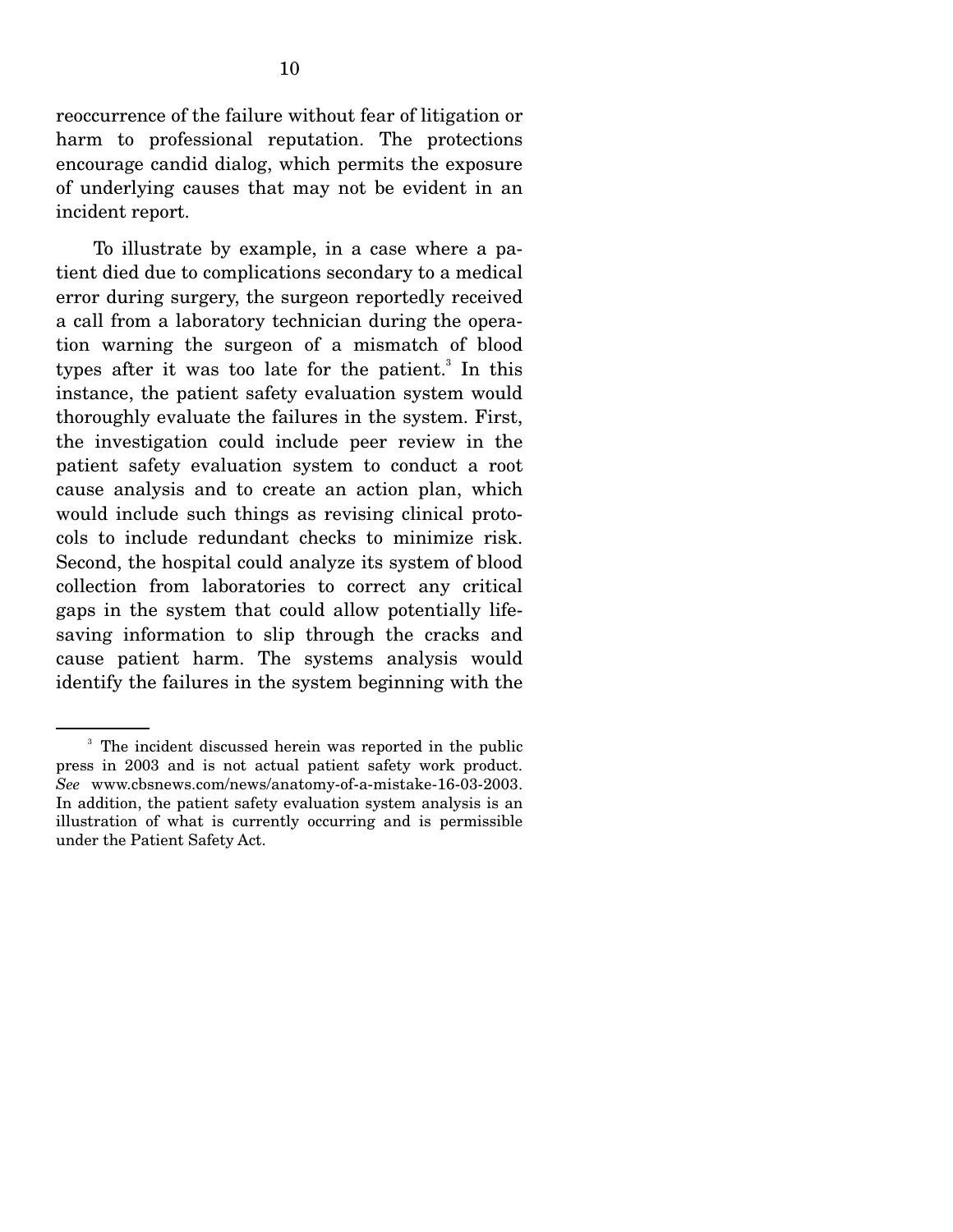reoccurrence of the failure without fear of litigation or harm to professional reputation. The protections encourage candid dialog, which permits the exposure of underlying causes that may not be evident in an incident report.

To illustrate by example, in a case where a patient died due to complications secondary to a medical error during surgery, the surgeon reportedly received a call from a laboratory technician during the operation warning the surgeon of a mismatch of blood types after it was too late for the patient.[3] In this instance, the patient safety evaluation system would thoroughly evaluate the failures in the system. First, the investigation could include peer review in the patient safety evaluation system to conduct a root cause analysis and to create an action plan, which would include such things as revising clinical protocols to include redundant checks to minimize risk. Second, the hospital could analyze its system of blood collection from laboratories to correct any critical gaps in the system that could allow potentially life-saving information to slip through the cracks and cause patient harm. The systems analysis would identify the failures in the system beginning with the

---

[3] The incident discussed herein was reported in the public press in 2003 and is not actual patient safety work product. *See* www.cbsnews.com/news/anatomy-of-a-mistake-16-03-2003. In addition, the patient safety evaluation system analysis is an illustration of what is currently occurring and is permissible under the Patient Safety Act.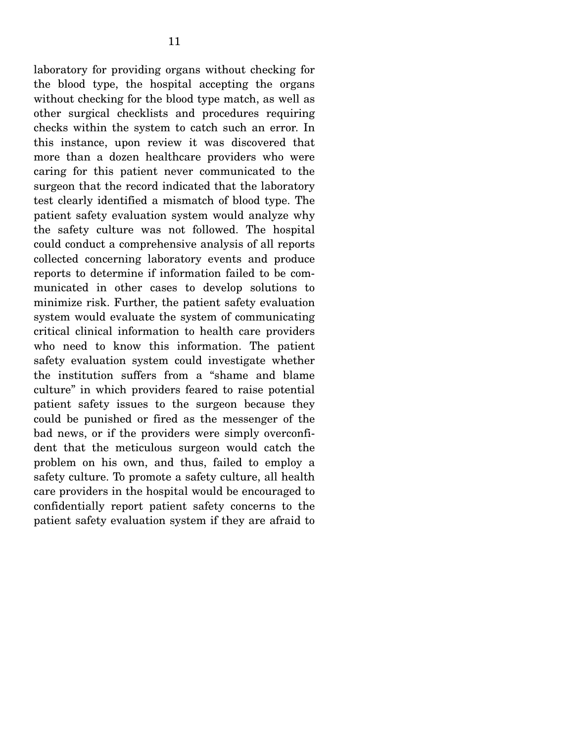laboratory for providing organs without checking for the blood type, the hospital accepting the organs without checking for the blood type match, as well as other surgical checklists and procedures requiring checks within the system to catch such an error. In this instance, upon review it was discovered that more than a dozen healthcare providers who were caring for this patient never communicated to the surgeon that the record indicated that the laboratory test clearly identified a mismatch of blood type. The patient safety evaluation system would analyze why the safety culture was not followed. The hospital could conduct a comprehensive analysis of all reports collected concerning laboratory events and produce reports to determine if information failed to be communicated in other cases to develop solutions to minimize risk. Further, the patient safety evaluation system would evaluate the system of communicating critical clinical information to health care providers who need to know this information. The patient safety evaluation system could investigate whether the institution suffers from a "shame and blame culture" in which providers feared to raise potential patient safety issues to the surgeon because they could be punished or fired as the messenger of the bad news, or if the providers were simply overconfident that the meticulous surgeon would catch the problem on his own, and thus, failed to employ a safety culture. To promote a safety culture, all health care providers in the hospital would be encouraged to confidentially report patient safety concerns to the patient safety evaluation system if they are afraid to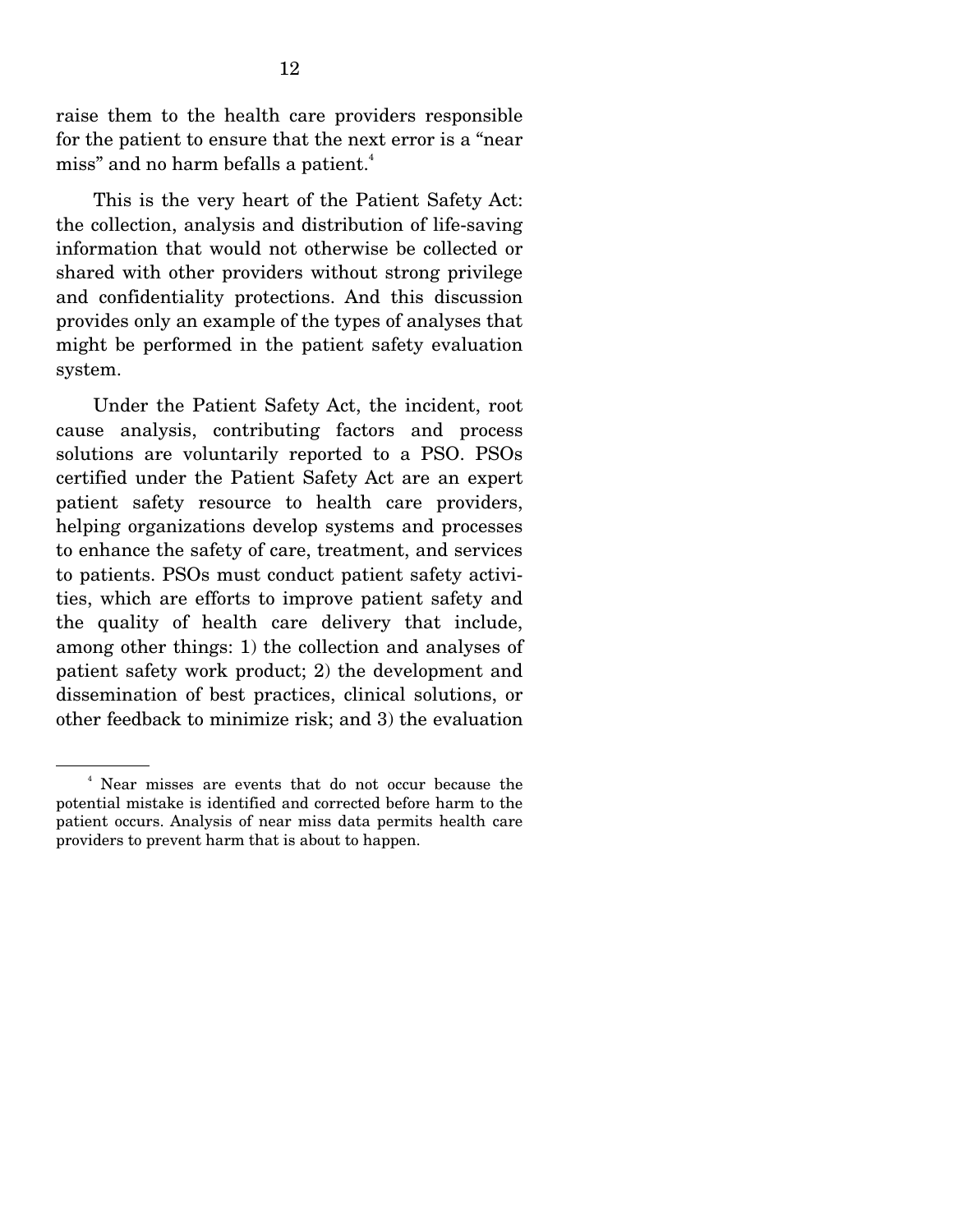raise them to the health care providers responsible for the patient to ensure that the next error is a "near miss" and no harm befalls a patient.[4]

This is the very heart of the Patient Safety Act: the collection, analysis and distribution of life-saving information that would not otherwise be collected or shared with other providers without strong privilege and confidentiality protections. And this discussion provides only an example of the types of analyses that might be performed in the patient safety evaluation system.

Under the Patient Safety Act, the incident, root cause analysis, contributing factors and process solutions are voluntarily reported to a PSO. PSOs certified under the Patient Safety Act are an expert patient safety resource to health care providers, helping organizations develop systems and processes to enhance the safety of care, treatment, and services to patients. PSOs must conduct patient safety activities, which are efforts to improve patient safety and the quality of health care delivery that include, among other things: 1) the collection and analyses of patient safety work product; 2) the development and dissemination of best practices, clinical solutions, or other feedback to minimize risk; and 3) the evaluation

---

[4] Near misses are events that do not occur because the potential mistake is identified and corrected before harm to the patient occurs. Analysis of near miss data permits health care providers to prevent harm that is about to happen.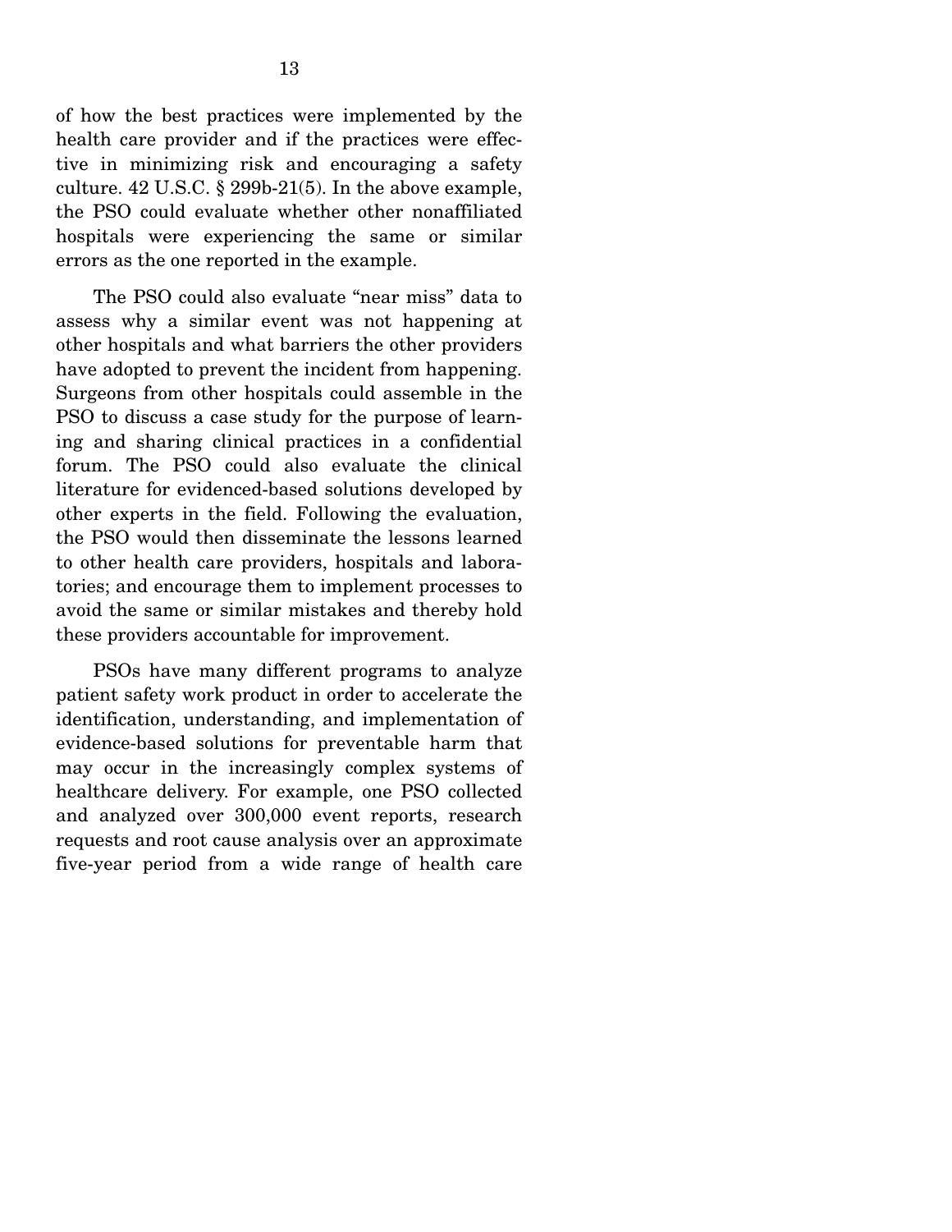of how the best practices were implemented by the health care provider and if the practices were effective in minimizing risk and encouraging a safety culture. 42 U.S.C. § 299b-21(5). In the above example, the PSO could evaluate whether other nonaffiliated hospitals were experiencing the same or similar errors as the one reported in the example.

The PSO could also evaluate "near miss" data to assess why a similar event was not happening at other hospitals and what barriers the other providers have adopted to prevent the incident from happening. Surgeons from other hospitals could assemble in the PSO to discuss a case study for the purpose of learning and sharing clinical practices in a confidential forum. The PSO could also evaluate the clinical literature for evidenced-based solutions developed by other experts in the field. Following the evaluation, the PSO would then disseminate the lessons learned to other health care providers, hospitals and laboratories; and encourage them to implement processes to avoid the same or similar mistakes and thereby hold these providers accountable for improvement.

PSOs have many different programs to analyze patient safety work product in order to accelerate the identification, understanding, and implementation of evidence-based solutions for preventable harm that may occur in the increasingly complex systems of healthcare delivery. For example, one PSO collected and analyzed over 300,000 event reports, research requests and root cause analysis over an approximate five-year period from a wide range of health care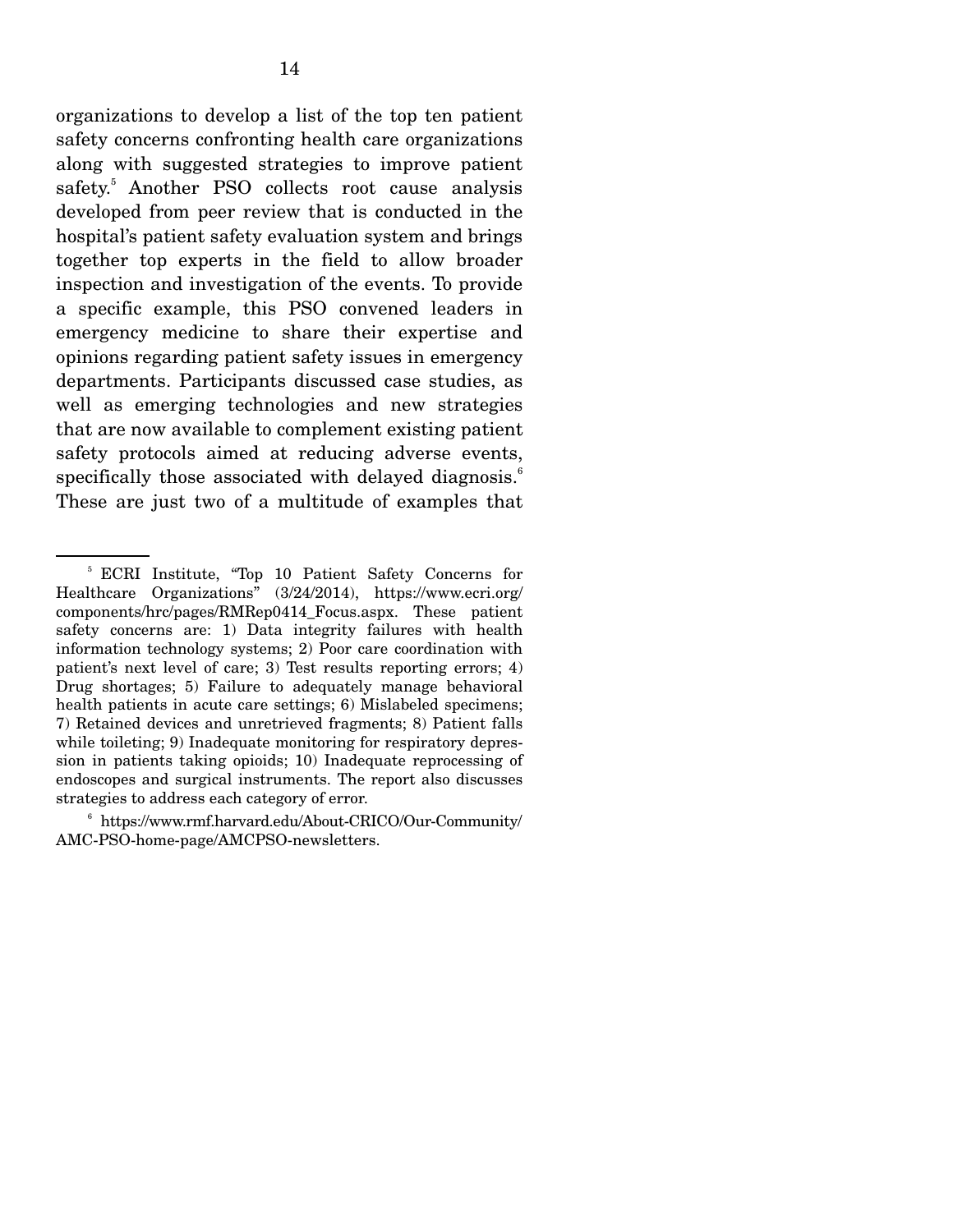organizations to develop a list of the top ten patient safety concerns confronting health care organizations along with suggested strategies to improve patient safety.[5] Another PSO collects root cause analysis developed from peer review that is conducted in the hospital's patient safety evaluation system and brings together top experts in the field to allow broader inspection and investigation of the events. To provide a specific example, this PSO convened leaders in emergency medicine to share their expertise and opinions regarding patient safety issues in emergency departments. Participants discussed case studies, as well as emerging technologies and new strategies that are now available to complement existing patient safety protocols aimed at reducing adverse events, specifically those associated with delayed diagnosis.[6] These are just two of a multitude of examples that

---

[5] ECRI Institute, "Top 10 Patient Safety Concerns for Healthcare Organizations" (3/24/2014), https://www.ecri.org/components/hrc/pages/RMRep0414_Focus.aspx. These patient safety concerns are: 1) Data integrity failures with health information technology systems; 2) Poor care coordination with patient's next level of care; 3) Test results reporting errors; 4) Drug shortages; 5) Failure to adequately manage behavioral health patients in acute care settings; 6) Mislabeled specimens; 7) Retained devices and unretrieved fragments; 8) Patient falls while toileting; 9) Inadequate monitoring for respiratory depression in patients taking opioids; 10) Inadequate reprocessing of endoscopes and surgical instruments. The report also discusses strategies to address each category of error.

[6] https://www.rmf.harvard.edu/About-CRICO/Our-Community/AMC-PSO-home-page/AMCPSO-newsletters.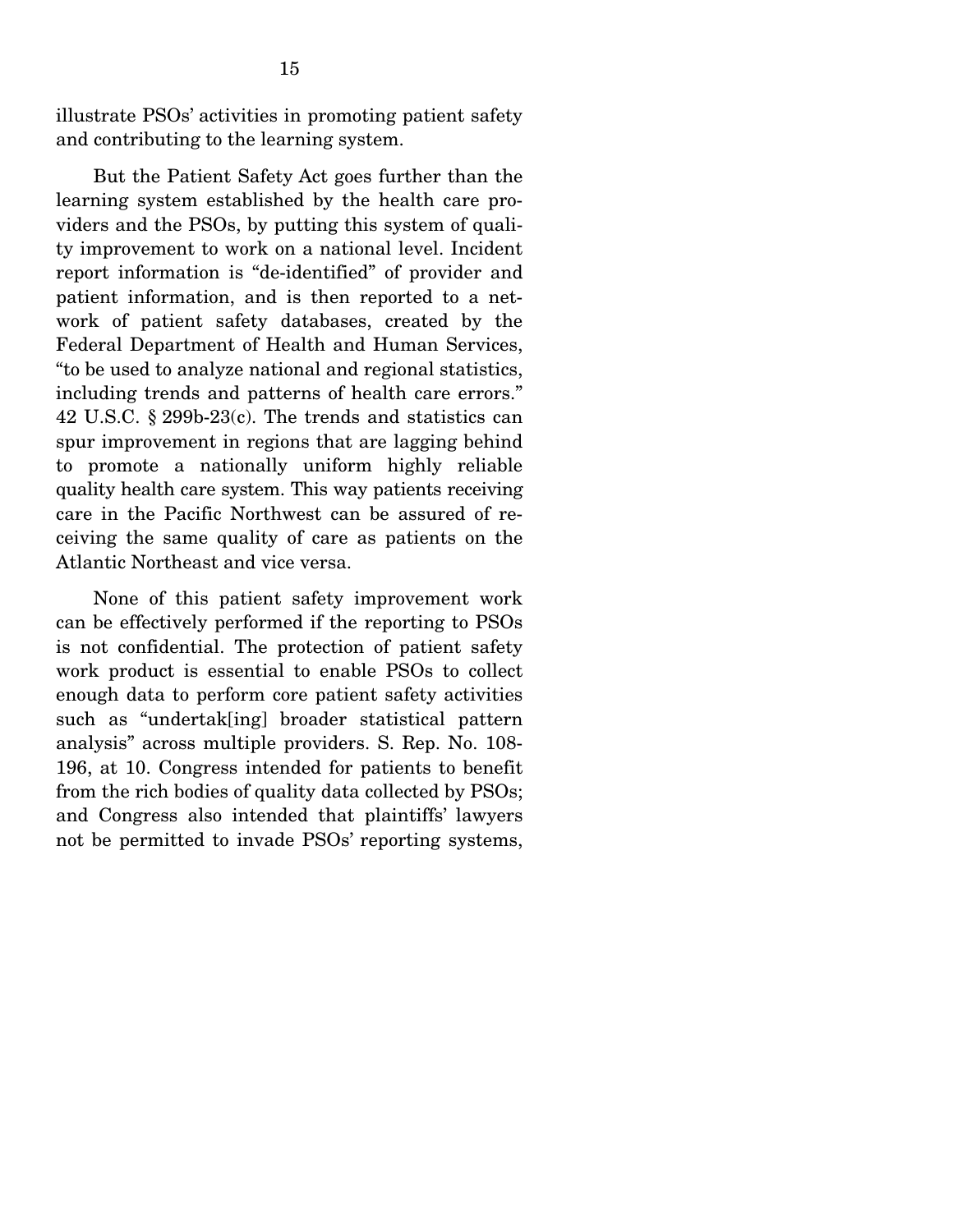illustrate PSOs' activities in promoting patient safety and contributing to the learning system.

But the Patient Safety Act goes further than the learning system established by the health care providers and the PSOs, by putting this system of quality improvement to work on a national level. Incident report information is "de-identified" of provider and patient information, and is then reported to a network of patient safety databases, created by the Federal Department of Health and Human Services, "to be used to analyze national and regional statistics, including trends and patterns of health care errors." 42 U.S.C. § 299b-23(c). The trends and statistics can spur improvement in regions that are lagging behind to promote a nationally uniform highly reliable quality health care system. This way patients receiving care in the Pacific Northwest can be assured of receiving the same quality of care as patients on the Atlantic Northeast and vice versa.

None of this patient safety improvement work can be effectively performed if the reporting to PSOs is not confidential. The protection of patient safety work product is essential to enable PSOs to collect enough data to perform core patient safety activities such as "undertak[ing] broader statistical pattern analysis" across multiple providers. S. Rep. No. 108-196, at 10. Congress intended for patients to benefit from the rich bodies of quality data collected by PSOs; and Congress also intended that plaintiffs' lawyers not be permitted to invade PSOs' reporting systems,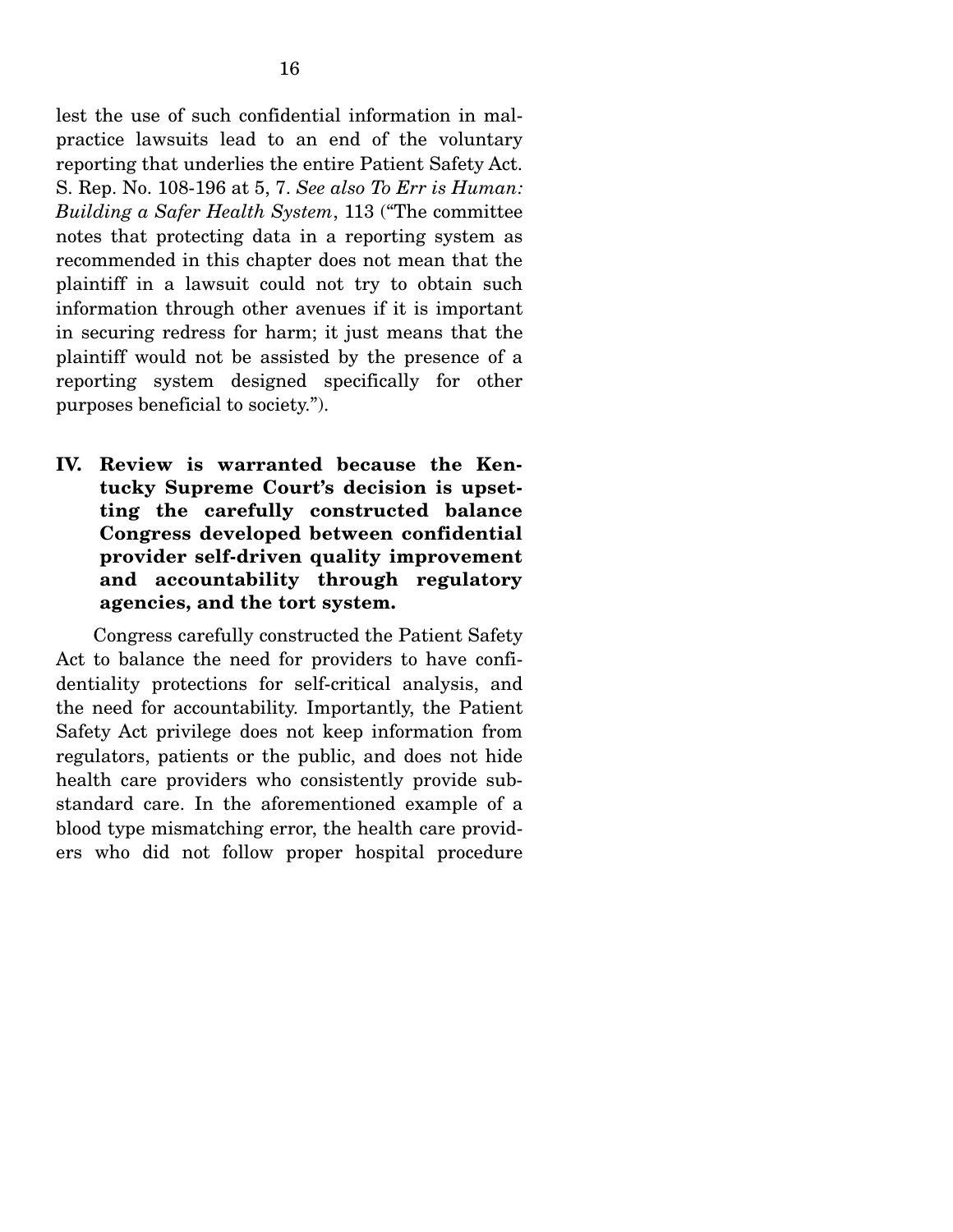lest the use of such confidential information in malpractice lawsuits lead to an end of the voluntary reporting that underlies the entire Patient Safety Act. S. Rep. No. 108-196 at 5, 7. *See also To Err is Human: Building a Safer Health System*, 113 ("The committee notes that protecting data in a reporting system as recommended in this chapter does not mean that the plaintiff in a lawsuit could not try to obtain such information through other avenues if it is important in securing redress for harm; it just means that the plaintiff would not be assisted by the presence of a reporting system designed specifically for other purposes beneficial to society.").

## IV. Review is warranted because the Kentucky Supreme Court's decision is upsetting the carefully constructed balance Congress developed between confidential provider self-driven quality improvement and accountability through regulatory agencies, and the tort system.

Congress carefully constructed the Patient Safety Act to balance the need for providers to have confidentiality protections for self-critical analysis, and the need for accountability. Importantly, the Patient Safety Act privilege does not keep information from regulators, patients or the public, and does not hide health care providers who consistently provide substandard care. In the aforementioned example of a blood type mismatching error, the health care providers who did not follow proper hospital procedure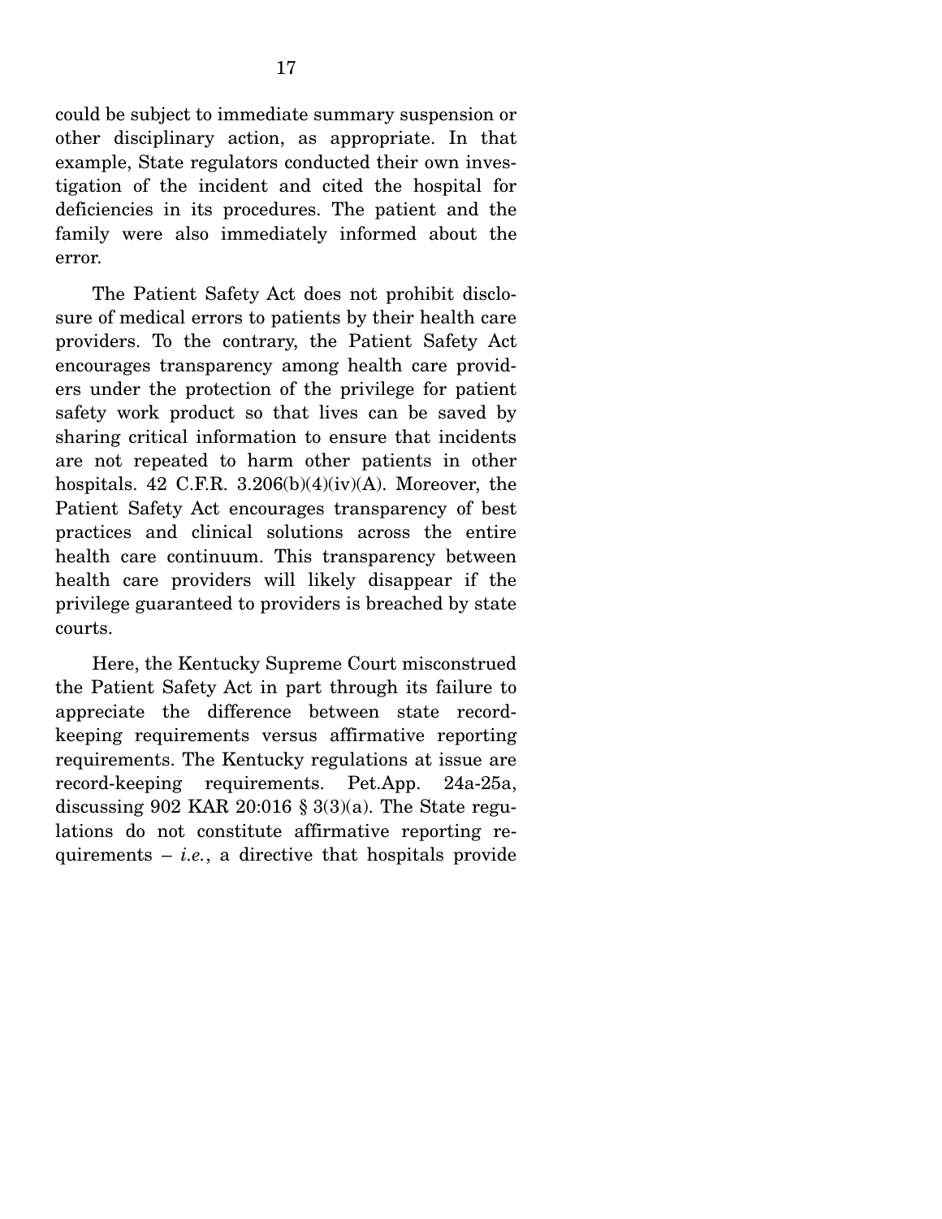could be subject to immediate summary suspension or other disciplinary action, as appropriate. In that example, State regulators conducted their own investigation of the incident and cited the hospital for deficiencies in its procedures. The patient and the family were also immediately informed about the error.

The Patient Safety Act does not prohibit disclosure of medical errors to patients by their health care providers. To the contrary, the Patient Safety Act encourages transparency among health care providers under the protection of the privilege for patient safety work product so that lives can be saved by sharing critical information to ensure that incidents are not repeated to harm other patients in other hospitals. 42 C.F.R. 3.206(b)(4)(iv)(A). Moreover, the Patient Safety Act encourages transparency of best practices and clinical solutions across the entire health care continuum. This transparency between health care providers will likely disappear if the privilege guaranteed to providers is breached by state courts.

Here, the Kentucky Supreme Court misconstrued the Patient Safety Act in part through its failure to appreciate the difference between state record-keeping requirements versus affirmative reporting requirements. The Kentucky regulations at issue are record-keeping requirements. Pet.App. 24a-25a, discussing 902 KAR 20:016 § 3(3)(a). The State regulations do not constitute affirmative reporting requirements – *i.e.*, a directive that hospitals provide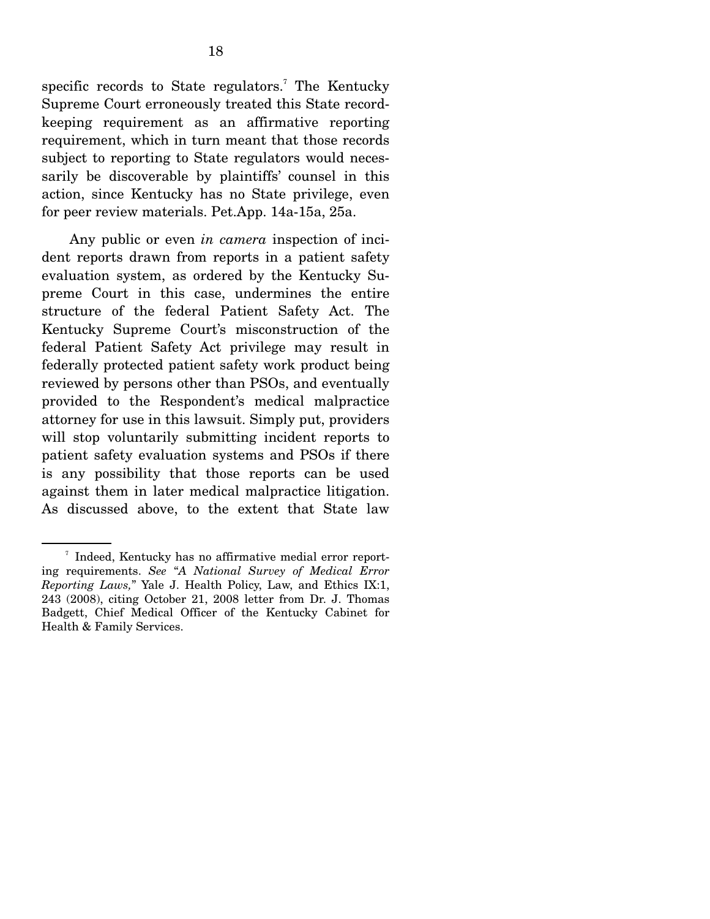specific records to State regulators.[7] The Kentucky Supreme Court erroneously treated this State record-keeping requirement as an affirmative reporting requirement, which in turn meant that those records subject to reporting to State regulators would necessarily be discoverable by plaintiffs' counsel in this action, since Kentucky has no State privilege, even for peer review materials. Pet.App. 14a-15a, 25a.

Any public or even *in camera* inspection of incident reports drawn from reports in a patient safety evaluation system, as ordered by the Kentucky Supreme Court in this case, undermines the entire structure of the federal Patient Safety Act. The Kentucky Supreme Court's misconstruction of the federal Patient Safety Act privilege may result in federally protected patient safety work product being reviewed by persons other than PSOs, and eventually provided to the Respondent's medical malpractice attorney for use in this lawsuit. Simply put, providers will stop voluntarily submitting incident reports to patient safety evaluation systems and PSOs if there is any possibility that those reports can be used against them in later medical malpractice litigation. As discussed above, to the extent that State law

---

[7] Indeed, Kentucky has no affirmative medial error reporting requirements. *See "A National Survey of Medical Error Reporting Laws,"* Yale J. Health Policy, Law, and Ethics IX:1, 243 (2008), citing October 21, 2008 letter from Dr. J. Thomas Badgett, Chief Medical Officer of the Kentucky Cabinet for Health & Family Services.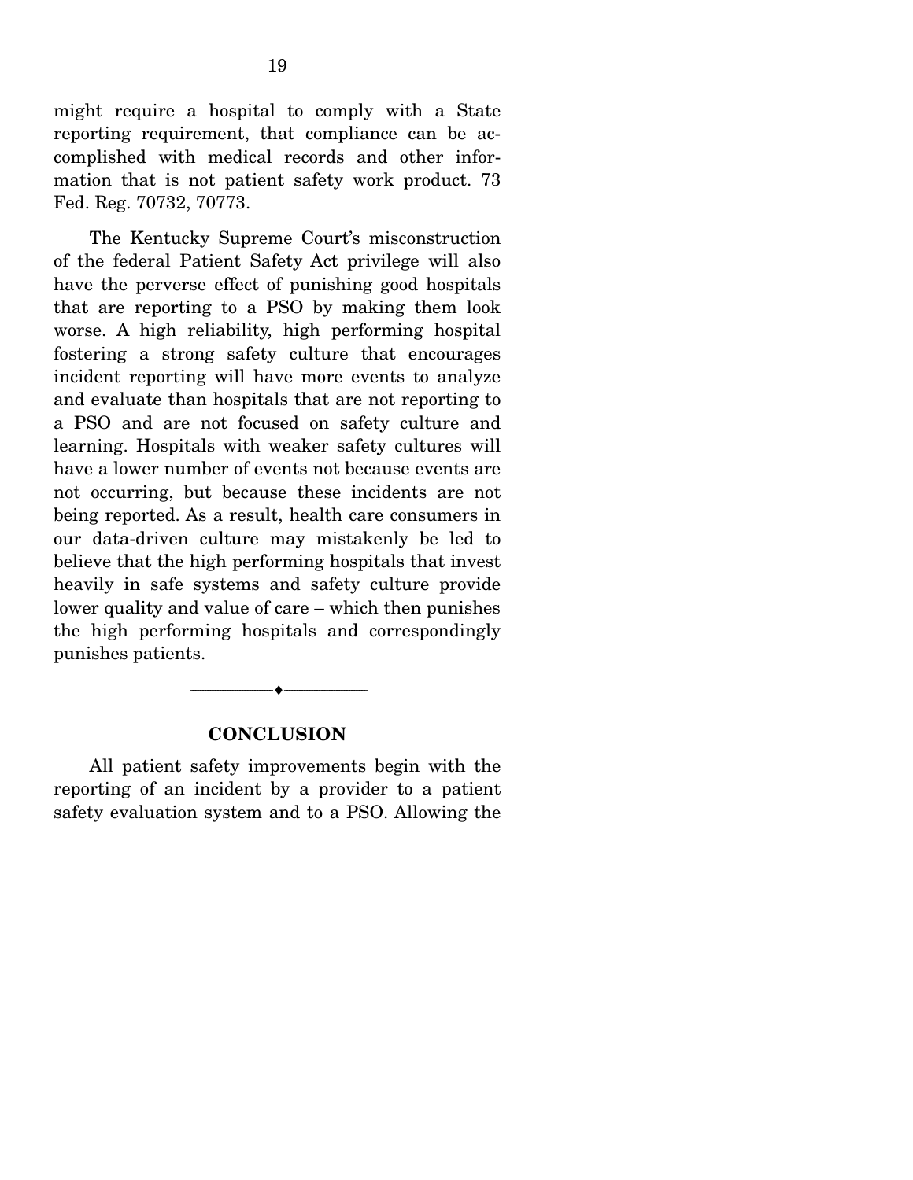might require a hospital to comply with a State reporting requirement, that compliance can be accomplished with medical records and other information that is not patient safety work product. 73 Fed. Reg. 70732, 70773.

The Kentucky Supreme Court's misconstruction of the federal Patient Safety Act privilege will also have the perverse effect of punishing good hospitals that are reporting to a PSO by making them look worse. A high reliability, high performing hospital fostering a strong safety culture that encourages incident reporting will have more events to analyze and evaluate than hospitals that are not reporting to a PSO and are not focused on safety culture and learning. Hospitals with weaker safety cultures will have a lower number of events not because events are not occurring, but because these incidents are not being reported. As a result, health care consumers in our data-driven culture may mistakenly be led to believe that the high performing hospitals that invest heavily in safe systems and safety culture provide lower quality and value of care – which then punishes the high performing hospitals and correspondingly punishes patients.

---

## CONCLUSION

All patient safety improvements begin with the reporting of an incident by a provider to a patient safety evaluation system and to a PSO. Allowing the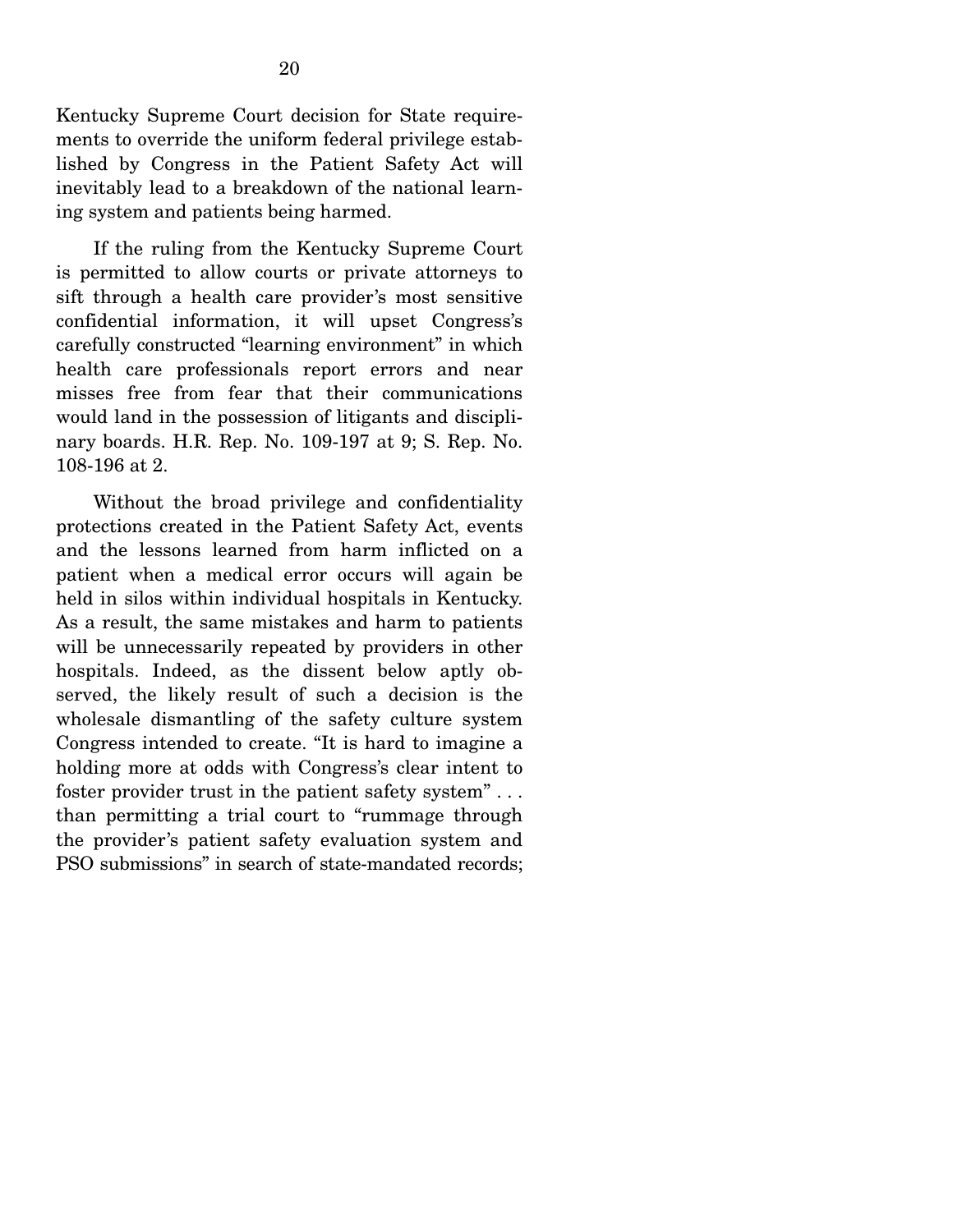Kentucky Supreme Court decision for State requirements to override the uniform federal privilege established by Congress in the Patient Safety Act will inevitably lead to a breakdown of the national learning system and patients being harmed.

If the ruling from the Kentucky Supreme Court is permitted to allow courts or private attorneys to sift through a health care provider's most sensitive confidential information, it will upset Congress's carefully constructed "learning environment" in which health care professionals report errors and near misses free from fear that their communications would land in the possession of litigants and disciplinary boards. H.R. Rep. No. 109-197 at 9; S. Rep. No. 108-196 at 2.

Without the broad privilege and confidentiality protections created in the Patient Safety Act, events and the lessons learned from harm inflicted on a patient when a medical error occurs will again be held in silos within individual hospitals in Kentucky. As a result, the same mistakes and harm to patients will be unnecessarily repeated by providers in other hospitals. Indeed, as the dissent below aptly observed, the likely result of such a decision is the wholesale dismantling of the safety culture system Congress intended to create. "It is hard to imagine a holding more at odds with Congress's clear intent to foster provider trust in the patient safety system" . . . than permitting a trial court to "rummage through the provider's patient safety evaluation system and PSO submissions" in search of state-mandated records;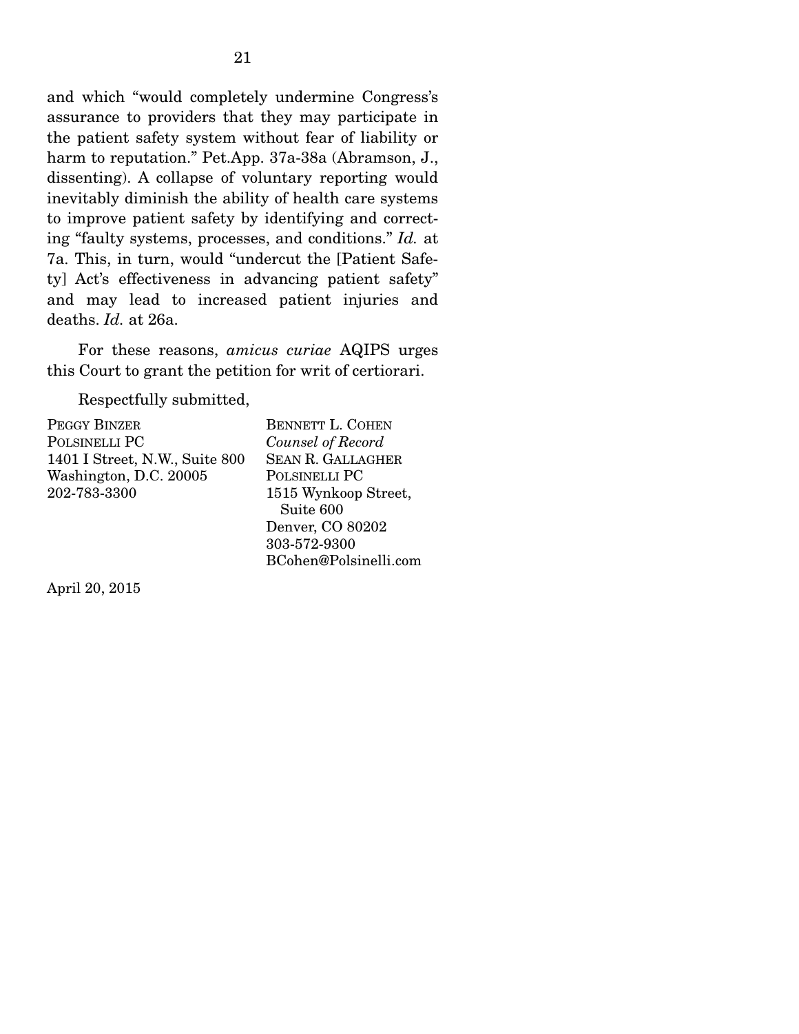and which "would completely undermine Congress's assurance to providers that they may participate in the patient safety system without fear of liability or harm to reputation." Pet.App. 37a-38a (Abramson, J., dissenting). A collapse of voluntary reporting would inevitably diminish the ability of health care systems to improve patient safety by identifying and correcting "faulty systems, processes, and conditions." *Id.* at 7a. This, in turn, would "undercut the [Patient Safety] Act's effectiveness in advancing patient safety" and may lead to increased patient injuries and deaths. *Id.* at 26a.

For these reasons, *amicus curiae* AQIPS urges this Court to grant the petition for writ of certiorari.

Respectfully submitted,

PEGGY BINZER
POLSINELLI PC
1401 I Street, N.W., Suite 800
Washington, D.C. 20005
202-783-3300

BENNETT L. COHEN
*Counsel of Record*
SEAN R. GALLAGHER
POLSINELLI PC
1515 Wynkoop Street,
Suite 600
Denver, CO 80202
303-572-9300
BCohen@Polsinelli.com

April 20, 2015